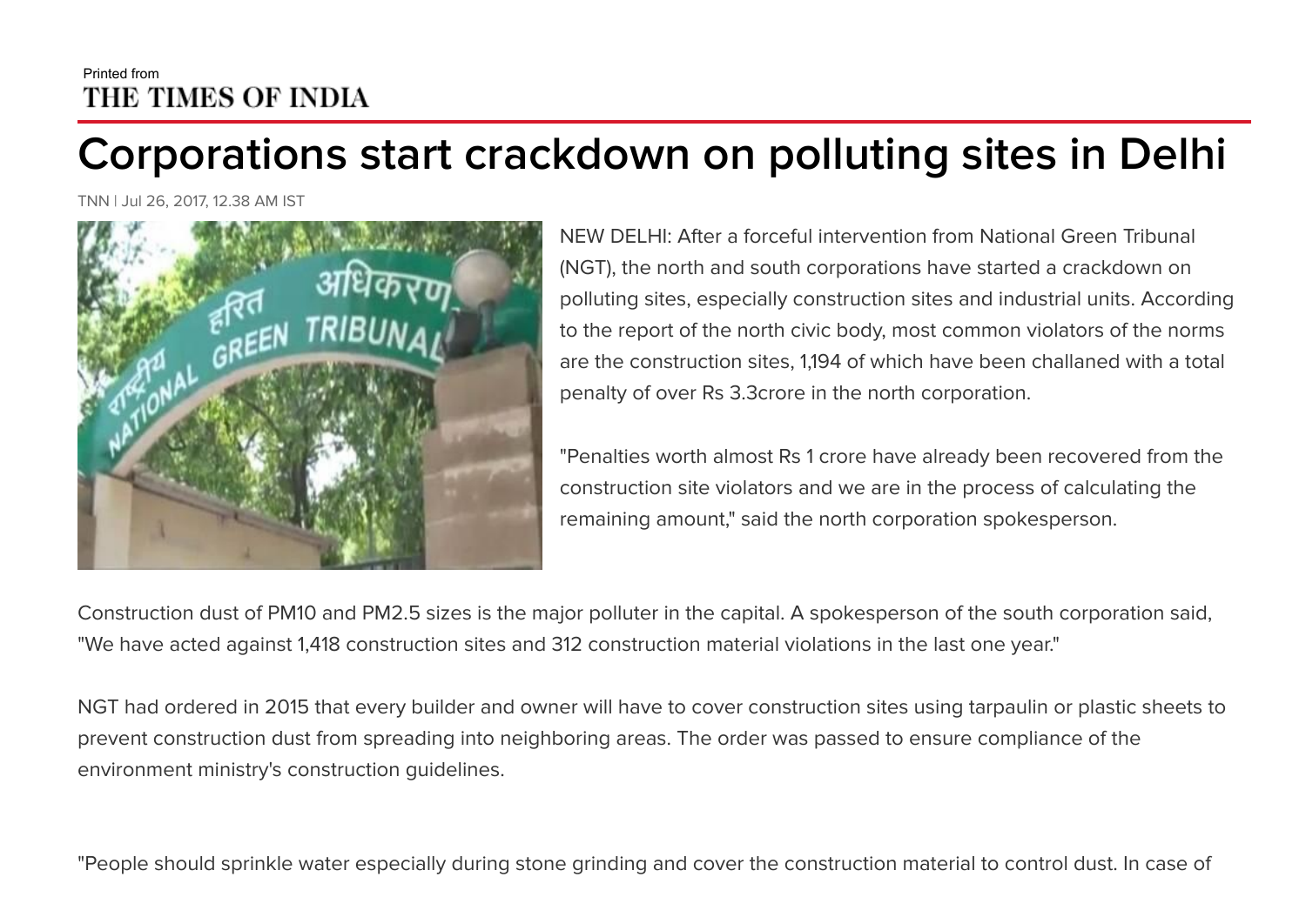Printed from
THE TIMES OF INDIA

# Corporations start crackdown on polluting sites in Delhi

TNN | Jul 26, 2017, 12.38 AM IST

NEW DELHI: After a forceful intervention from National Green Tribunal (NGT), the north and south corporations have started a crackdown on polluting sites, especially construction sites and industrial units. According to the report of the north civic body, most common violators of the norms are the construction sites, 1,194 of which have been challaned with a total penalty of over Rs 3.3crore in the north corporation.

"Penalties worth almost Rs 1 crore have already been recovered from the construction site violators and we are in the process of calculating the remaining amount," said the north corporation spokesperson.

Construction dust of PM10 and PM2.5 sizes is the major polluter in the capital. A spokesperson of the south corporation said, "We have acted against 1,418 construction sites and 312 construction material violations in the last one year."

NGT had ordered in 2015 that every builder and owner will have to cover construction sites using tarpaulin or plastic sheets to prevent construction dust from spreading into neighboring areas. The order was passed to ensure compliance of the environment ministry's construction guidelines.

"People should sprinkle water especially during stone grinding and cover the construction material to control dust. In case of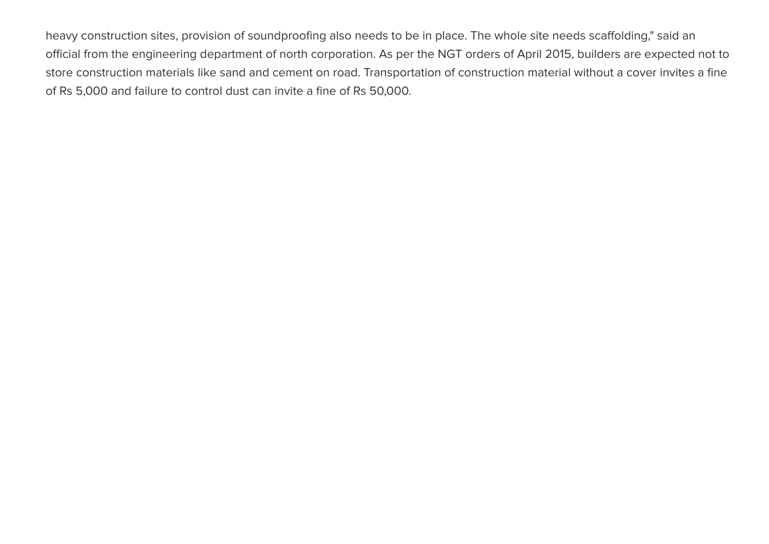heavy construction sites, provision of soundproofing also needs to be in place. The whole site needs scaffolding," said an official from the engineering department of north corporation. As per the NGT orders of April 2015, builders are expected not to store construction materials like sand and cement on road. Transportation of construction material without a cover invites a fine of Rs 5,000 and failure to control dust can invite a fine of Rs 50,000.